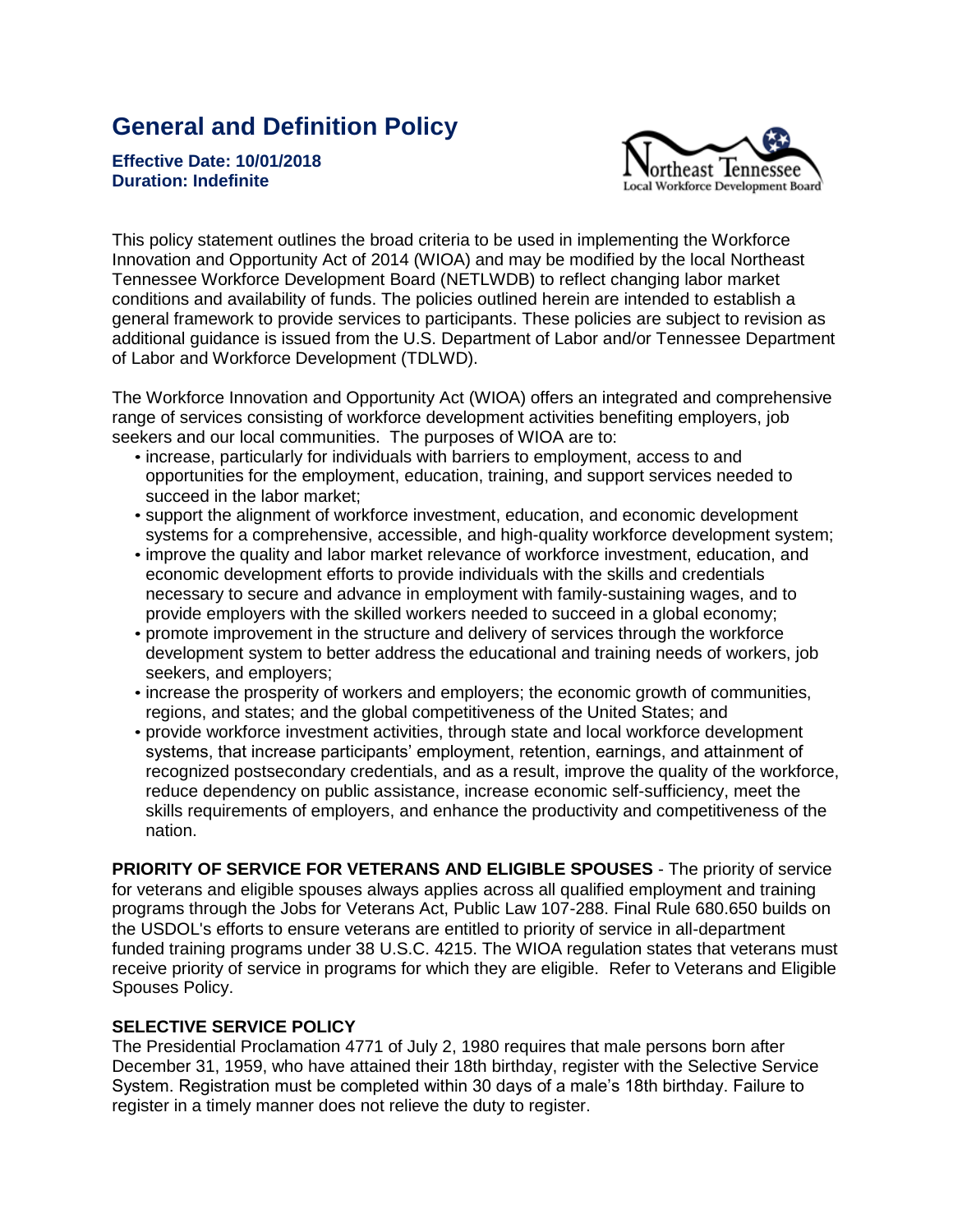# General and Definition Policy

**Effective Date: 10/01/2018**
**Duration: Indefinite**

This policy statement outlines the broad criteria to be used in implementing the Workforce Innovation and Opportunity Act of 2014 (WIOA) and may be modified by the local Northeast Tennessee Workforce Development Board (NETLWDB) to reflect changing labor market conditions and availability of funds. The policies outlined herein are intended to establish a general framework to provide services to participants. These policies are subject to revision as additional guidance is issued from the U.S. Department of Labor and/or Tennessee Department of Labor and Workforce Development (TDLWD).

The Workforce Innovation and Opportunity Act (WIOA) offers an integrated and comprehensive range of services consisting of workforce development activities benefiting employers, job seekers and our local communities. The purposes of WIOA are to:

- increase, particularly for individuals with barriers to employment, access to and opportunities for the employment, education, training, and support services needed to succeed in the labor market;
- support the alignment of workforce investment, education, and economic development systems for a comprehensive, accessible, and high-quality workforce development system;
- improve the quality and labor market relevance of workforce investment, education, and economic development efforts to provide individuals with the skills and credentials necessary to secure and advance in employment with family-sustaining wages, and to provide employers with the skilled workers needed to succeed in a global economy;
- promote improvement in the structure and delivery of services through the workforce development system to better address the educational and training needs of workers, job seekers, and employers;
- increase the prosperity of workers and employers; the economic growth of communities, regions, and states; and the global competitiveness of the United States; and
- provide workforce investment activities, through state and local workforce development systems, that increase participants' employment, retention, earnings, and attainment of recognized postsecondary credentials, and as a result, improve the quality of the workforce, reduce dependency on public assistance, increase economic self-sufficiency, meet the skills requirements of employers, and enhance the productivity and competitiveness of the nation.

**PRIORITY OF SERVICE FOR VETERANS AND ELIGIBLE SPOUSES** - The priority of service for veterans and eligible spouses always applies across all qualified employment and training programs through the Jobs for Veterans Act, Public Law 107-288. Final Rule 680.650 builds on the USDOL's efforts to ensure veterans are entitled to priority of service in all-department funded training programs under 38 U.S.C. 4215. The WIOA regulation states that veterans must receive priority of service in programs for which they are eligible. Refer to Veterans and Eligible Spouses Policy.

**SELECTIVE SERVICE POLICY**

The Presidential Proclamation 4771 of July 2, 1980 requires that male persons born after December 31, 1959, who have attained their 18th birthday, register with the Selective Service System. Registration must be completed within 30 days of a male's 18th birthday. Failure to register in a timely manner does not relieve the duty to register.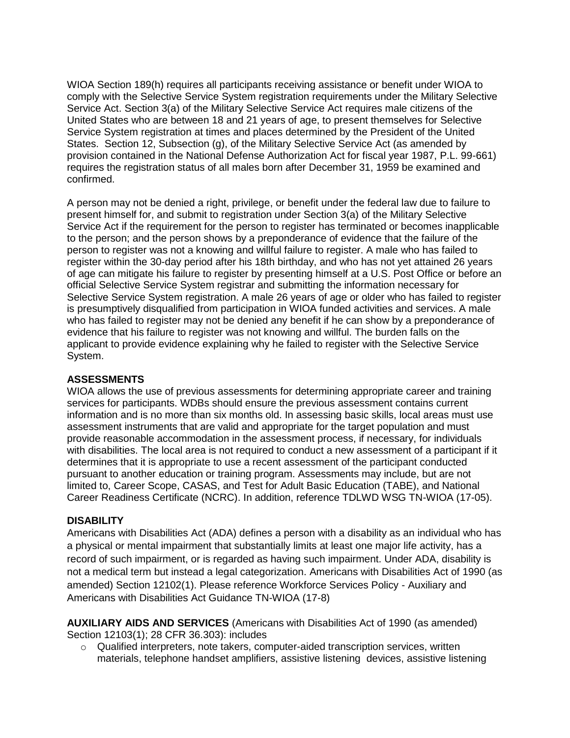WIOA Section 189(h) requires all participants receiving assistance or benefit under WIOA to comply with the Selective Service System registration requirements under the Military Selective Service Act. Section 3(a) of the Military Selective Service Act requires male citizens of the United States who are between 18 and 21 years of age, to present themselves for Selective Service System registration at times and places determined by the President of the United States. Section 12, Subsection (g), of the Military Selective Service Act (as amended by provision contained in the National Defense Authorization Act for fiscal year 1987, P.L. 99-661) requires the registration status of all males born after December 31, 1959 be examined and confirmed.

A person may not be denied a right, privilege, or benefit under the federal law due to failure to present himself for, and submit to registration under Section 3(a) of the Military Selective Service Act if the requirement for the person to register has terminated or becomes inapplicable to the person; and the person shows by a preponderance of evidence that the failure of the person to register was not a knowing and willful failure to register. A male who has failed to register within the 30-day period after his 18th birthday, and who has not yet attained 26 years of age can mitigate his failure to register by presenting himself at a U.S. Post Office or before an official Selective Service System registrar and submitting the information necessary for Selective Service System registration. A male 26 years of age or older who has failed to register is presumptively disqualified from participation in WIOA funded activities and services. A male who has failed to register may not be denied any benefit if he can show by a preponderance of evidence that his failure to register was not knowing and willful. The burden falls on the applicant to provide evidence explaining why he failed to register with the Selective Service System.

**ASSESSMENTS**
WIOA allows the use of previous assessments for determining appropriate career and training services for participants. WDBs should ensure the previous assessment contains current information and is no more than six months old. In assessing basic skills, local areas must use assessment instruments that are valid and appropriate for the target population and must provide reasonable accommodation in the assessment process, if necessary, for individuals with disabilities. The local area is not required to conduct a new assessment of a participant if it determines that it is appropriate to use a recent assessment of the participant conducted pursuant to another education or training program. Assessments may include, but are not limited to, Career Scope, CASAS, and Test for Adult Basic Education (TABE), and National Career Readiness Certificate (NCRC). In addition, reference TDLWD WSG TN-WIOA (17-05).

**DISABILITY**
Americans with Disabilities Act (ADA) defines a person with a disability as an individual who has a physical or mental impairment that substantially limits at least one major life activity, has a record of such impairment, or is regarded as having such impairment. Under ADA, disability is not a medical term but instead a legal categorization. Americans with Disabilities Act of 1990 (as amended) Section 12102(1). Please reference Workforce Services Policy - Auxiliary and Americans with Disabilities Act Guidance TN-WIOA (17-8)

**AUXILIARY AIDS AND SERVICES** (Americans with Disabilities Act of 1990 (as amended) Section 12103(1); 28 CFR 36.303): includes

- Qualified interpreters, note takers, computer-aided transcription services, written materials, telephone handset amplifiers, assistive listening devices, assistive listening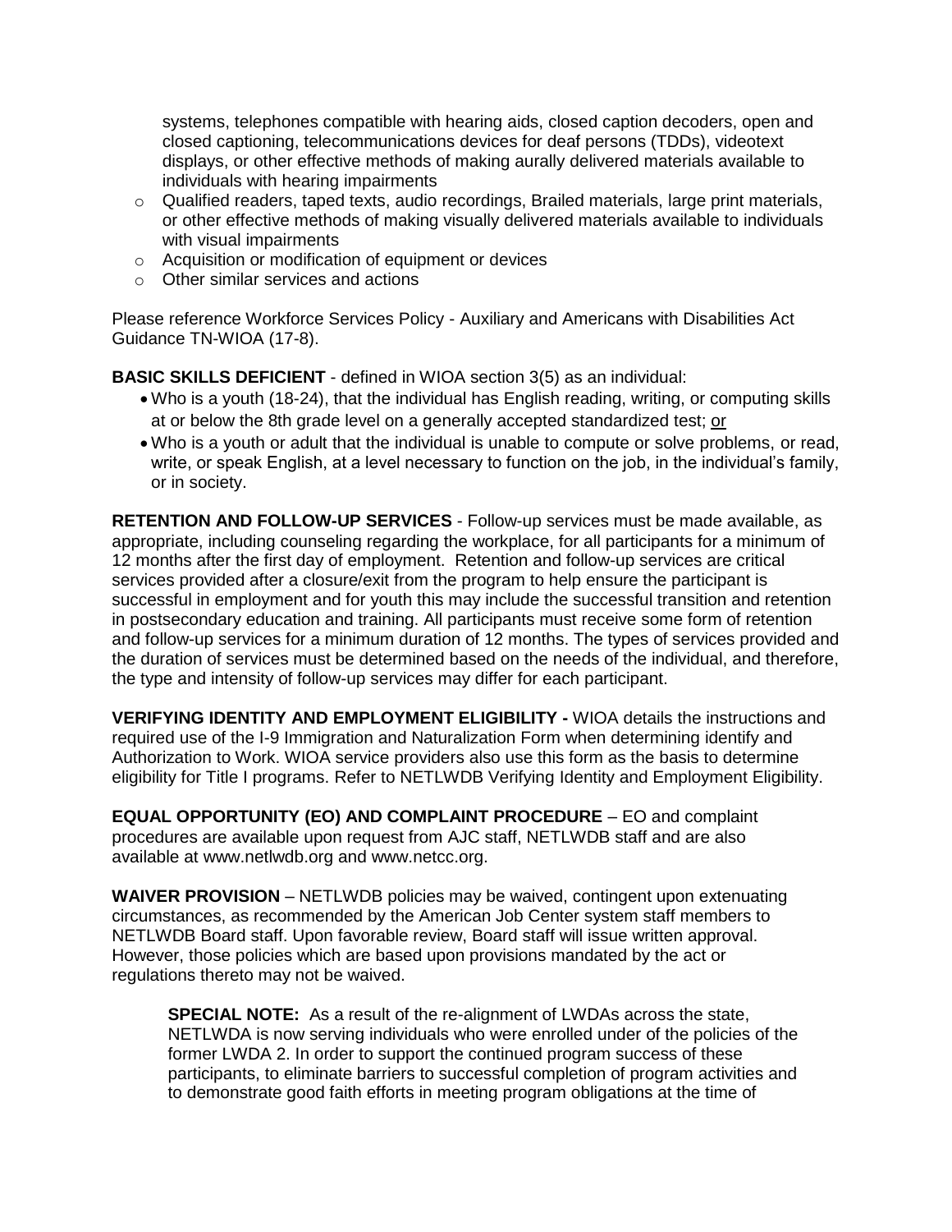systems, telephones compatible with hearing aids, closed caption decoders, open and closed captioning, telecommunications devices for deaf persons (TDDs), videotext displays, or other effective methods of making aurally delivered materials available to individuals with hearing impairments

- Qualified readers, taped texts, audio recordings, Brailed materials, large print materials, or other effective methods of making visually delivered materials available to individuals with visual impairments
- Acquisition or modification of equipment or devices
- Other similar services and actions

Please reference Workforce Services Policy - Auxiliary and Americans with Disabilities Act Guidance TN-WIOA (17-8).

**BASIC SKILLS DEFICIENT** - defined in WIOA section 3(5) as an individual:

- Who is a youth (18-24), that the individual has English reading, writing, or computing skills at or below the 8th grade level on a generally accepted standardized test; <u>or</u>
- Who is a youth or adult that the individual is unable to compute or solve problems, or read, write, or speak English, at a level necessary to function on the job, in the individual's family, or in society.

**RETENTION AND FOLLOW-UP SERVICES** - Follow-up services must be made available, as appropriate, including counseling regarding the workplace, for all participants for a minimum of 12 months after the first day of employment. Retention and follow-up services are critical services provided after a closure/exit from the program to help ensure the participant is successful in employment and for youth this may include the successful transition and retention in postsecondary education and training. All participants must receive some form of retention and follow-up services for a minimum duration of 12 months. The types of services provided and the duration of services must be determined based on the needs of the individual, and therefore, the type and intensity of follow-up services may differ for each participant.

**VERIFYING IDENTITY AND EMPLOYMENT ELIGIBILITY -** WIOA details the instructions and required use of the I-9 Immigration and Naturalization Form when determining identify and Authorization to Work. WIOA service providers also use this form as the basis to determine eligibility for Title I programs. Refer to NETLWDB Verifying Identity and Employment Eligibility.

**EQUAL OPPORTUNITY (EO) AND COMPLAINT PROCEDURE** – EO and complaint procedures are available upon request from AJC staff, NETLWDB staff and are also available at www.netlwdb.org and www.netcc.org.

**WAIVER PROVISION** – NETLWDB policies may be waived, contingent upon extenuating circumstances, as recommended by the American Job Center system staff members to NETLWDB Board staff. Upon favorable review, Board staff will issue written approval. However, those policies which are based upon provisions mandated by the act or regulations thereto may not be waived.

> **SPECIAL NOTE:** As a result of the re-alignment of LWDAs across the state, NETLWDA is now serving individuals who were enrolled under of the policies of the former LWDA 2. In order to support the continued program success of these participants, to eliminate barriers to successful completion of program activities and to demonstrate good faith efforts in meeting program obligations at the time of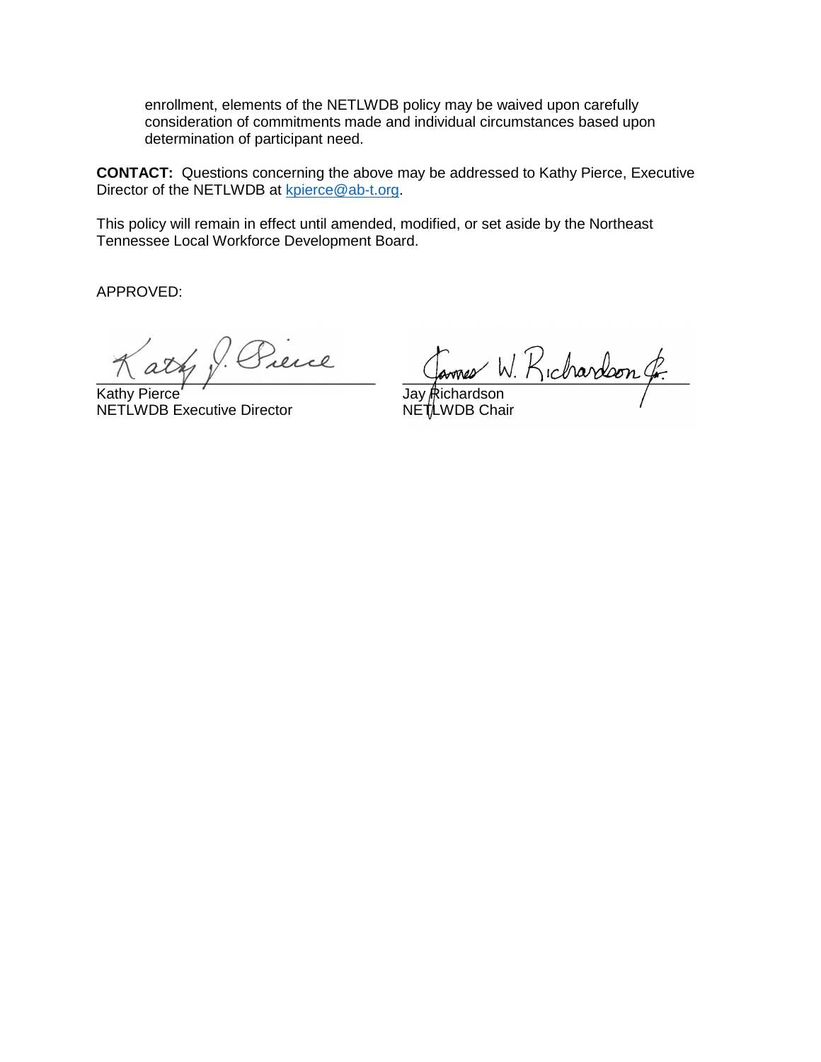enrollment, elements of the NETLWDB policy may be waived upon carefully consideration of commitments made and individual circumstances based upon determination of participant need.

**CONTACT:** Questions concerning the above may be addressed to Kathy Pierce, Executive Director of the NETLWDB at [kpierce@ab-t.org](mailto:kpierce@ab-t.org).

This policy will remain in effect until amended, modified, or set aside by the Northeast Tennessee Local Workforce Development Board.

APPROVED:

Kathy J. Pierce

Kathy Pierce
NETLWDB Executive Director

James W. Richardson Jr.

Jay Richardson
NETLWDB Chair